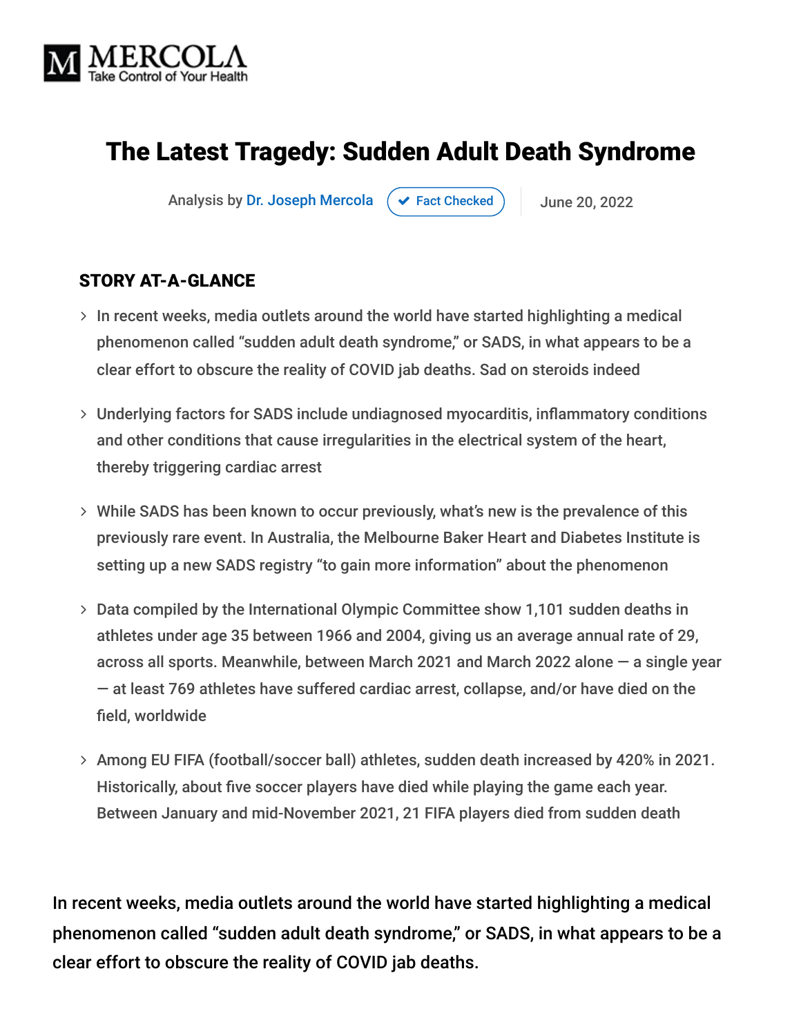MERCOLA
Take Control of Your Health

# The Latest Tragedy: Sudden Adult Death Syndrome

Analysis by Dr. Joseph Mercola | Fact Checked | June 20, 2022

## STORY AT-A-GLANCE

- In recent weeks, media outlets around the world have started highlighting a medical phenomenon called "sudden adult death syndrome," or SADS, in what appears to be a clear effort to obscure the reality of COVID jab deaths. Sad on steroids indeed
- Underlying factors for SADS include undiagnosed myocarditis, inflammatory conditions and other conditions that cause irregularities in the electrical system of the heart, thereby triggering cardiac arrest
- While SADS has been known to occur previously, what's new is the prevalence of this previously rare event. In Australia, the Melbourne Baker Heart and Diabetes Institute is setting up a new SADS registry "to gain more information" about the phenomenon
- Data compiled by the International Olympic Committee show 1,101 sudden deaths in athletes under age 35 between 1966 and 2004, giving us an average annual rate of 29, across all sports. Meanwhile, between March 2021 and March 2022 alone — a single year — at least 769 athletes have suffered cardiac arrest, collapse, and/or have died on the field, worldwide
- Among EU FIFA (football/soccer ball) athletes, sudden death increased by 420% in 2021. Historically, about five soccer players have died while playing the game each year. Between January and mid-November 2021, 21 FIFA players died from sudden death

In recent weeks, media outlets around the world have started highlighting a medical phenomenon called "sudden adult death syndrome," or SADS, in what appears to be a clear effort to obscure the reality of COVID jab deaths.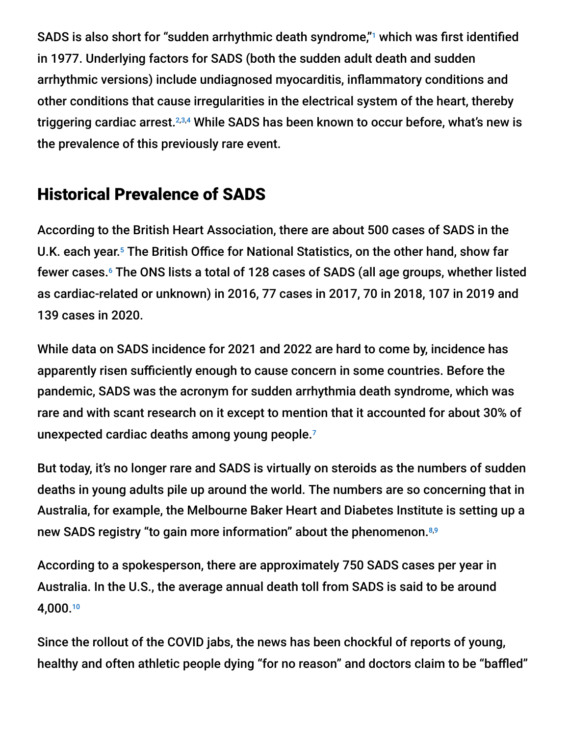SADS is also short for "sudden arrhythmic death syndrome,"[1] which was first identified in 1977. Underlying factors for SADS (both the sudden adult death and sudden arrhythmic versions) include undiagnosed myocarditis, inflammatory conditions and other conditions that cause irregularities in the electrical system of the heart, thereby triggering cardiac arrest.[2,3,4] While SADS has been known to occur before, what's new is the prevalence of this previously rare event.

## Historical Prevalence of SADS

According to the British Heart Association, there are about 500 cases of SADS in the U.K. each year.[5] The British Office for National Statistics, on the other hand, show far fewer cases.[6] The ONS lists a total of 128 cases of SADS (all age groups, whether listed as cardiac-related or unknown) in 2016, 77 cases in 2017, 70 in 2018, 107 in 2019 and 139 cases in 2020.

While data on SADS incidence for 2021 and 2022 are hard to come by, incidence has apparently risen sufficiently enough to cause concern in some countries. Before the pandemic, SADS was the acronym for sudden arrhythmia death syndrome, which was rare and with scant research on it except to mention that it accounted for about 30% of unexpected cardiac deaths among young people.[7]

But today, it's no longer rare and SADS is virtually on steroids as the numbers of sudden deaths in young adults pile up around the world. The numbers are so concerning that in Australia, for example, the Melbourne Baker Heart and Diabetes Institute is setting up a new SADS registry "to gain more information" about the phenomenon.[8,9]

According to a spokesperson, there are approximately 750 SADS cases per year in Australia. In the U.S., the average annual death toll from SADS is said to be around 4,000.[10]

Since the rollout of the COVID jabs, the news has been chockful of reports of young, healthy and often athletic people dying "for no reason" and doctors claim to be "baffled"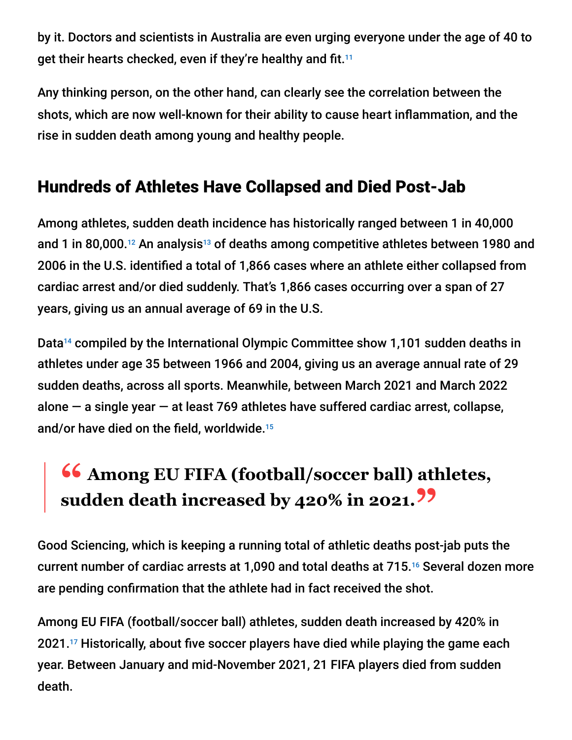by it. Doctors and scientists in Australia are even urging everyone under the age of 40 to get their hearts checked, even if they're healthy and fit.[11]

Any thinking person, on the other hand, can clearly see the correlation between the shots, which are now well-known for their ability to cause heart inflammation, and the rise in sudden death among young and healthy people.

## Hundreds of Athletes Have Collapsed and Died Post-Jab

Among athletes, sudden death incidence has historically ranged between 1 in 40,000 and 1 in 80,000.[12] An analysis[13] of deaths among competitive athletes between 1980 and 2006 in the U.S. identified a total of 1,866 cases where an athlete either collapsed from cardiac arrest and/or died suddenly. That's 1,866 cases occurring over a span of 27 years, giving us an annual average of 69 in the U.S.

Data[14] compiled by the International Olympic Committee show 1,101 sudden deaths in athletes under age 35 between 1966 and 2004, giving us an average annual rate of 29 sudden deaths, across all sports. Meanwhile, between March 2021 and March 2022 alone — a single year — at least 769 athletes have suffered cardiac arrest, collapse, and/or have died on the field, worldwide.[15]

> **"Among EU FIFA (football/soccer ball) athletes, sudden death increased by 420% in 2021."**

Good Sciencing, which is keeping a running total of athletic deaths post-jab puts the current number of cardiac arrests at 1,090 and total deaths at 715.[16] Several dozen more are pending confirmation that the athlete had in fact received the shot.

Among EU FIFA (football/soccer ball) athletes, sudden death increased by 420% in 2021.[17] Historically, about five soccer players have died while playing the game each year. Between January and mid-November 2021, 21 FIFA players died from sudden death.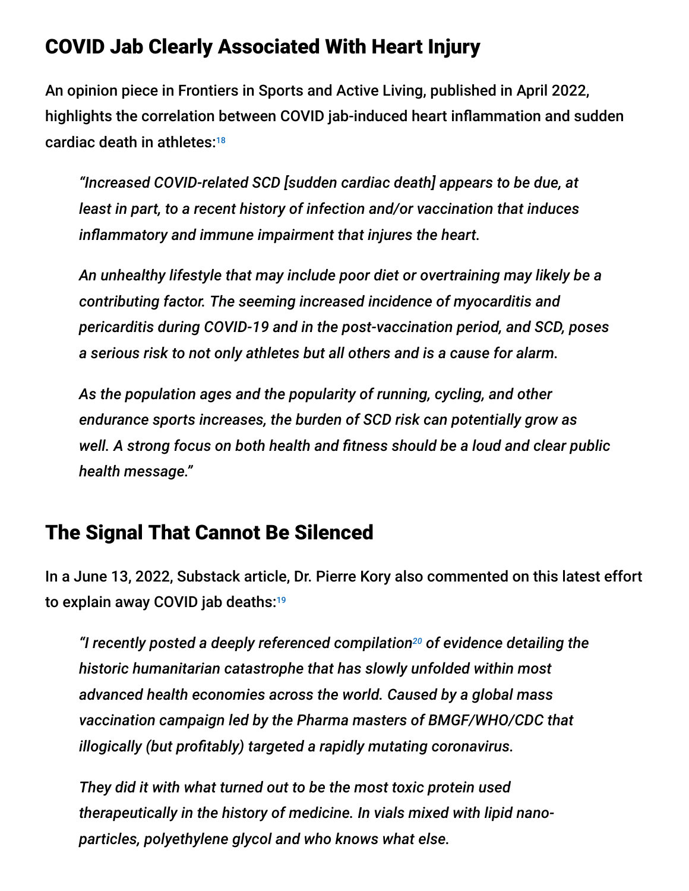## COVID Jab Clearly Associated With Heart Injury

An opinion piece in Frontiers in Sports and Active Living, published in April 2022, highlights the correlation between COVID jab-induced heart inflammation and sudden cardiac death in athletes:[18]

> *"Increased COVID-related SCD [sudden cardiac death] appears to be due, at least in part, to a recent history of infection and/or vaccination that induces inflammatory and immune impairment that injures the heart.*
>
> *An unhealthy lifestyle that may include poor diet or overtraining may likely be a contributing factor. The seeming increased incidence of myocarditis and pericarditis during COVID-19 and in the post-vaccination period, and SCD, poses a serious risk to not only athletes but all others and is a cause for alarm.*
>
> *As the population ages and the popularity of running, cycling, and other endurance sports increases, the burden of SCD risk can potentially grow as well. A strong focus on both health and fitness should be a loud and clear public health message."*

## The Signal That Cannot Be Silenced

In a June 13, 2022, Substack article, Dr. Pierre Kory also commented on this latest effort to explain away COVID jab deaths:[19]

> *"I recently posted a deeply referenced compilation[20] of evidence detailing the historic humanitarian catastrophe that has slowly unfolded within most advanced health economies across the world. Caused by a global mass vaccination campaign led by the Pharma masters of BMGF/WHO/CDC that illogically (but profitably) targeted a rapidly mutating coronavirus.*
>
> *They did it with what turned out to be the most toxic protein used therapeutically in the history of medicine. In vials mixed with lipid nano-particles, polyethylene glycol and who knows what else.*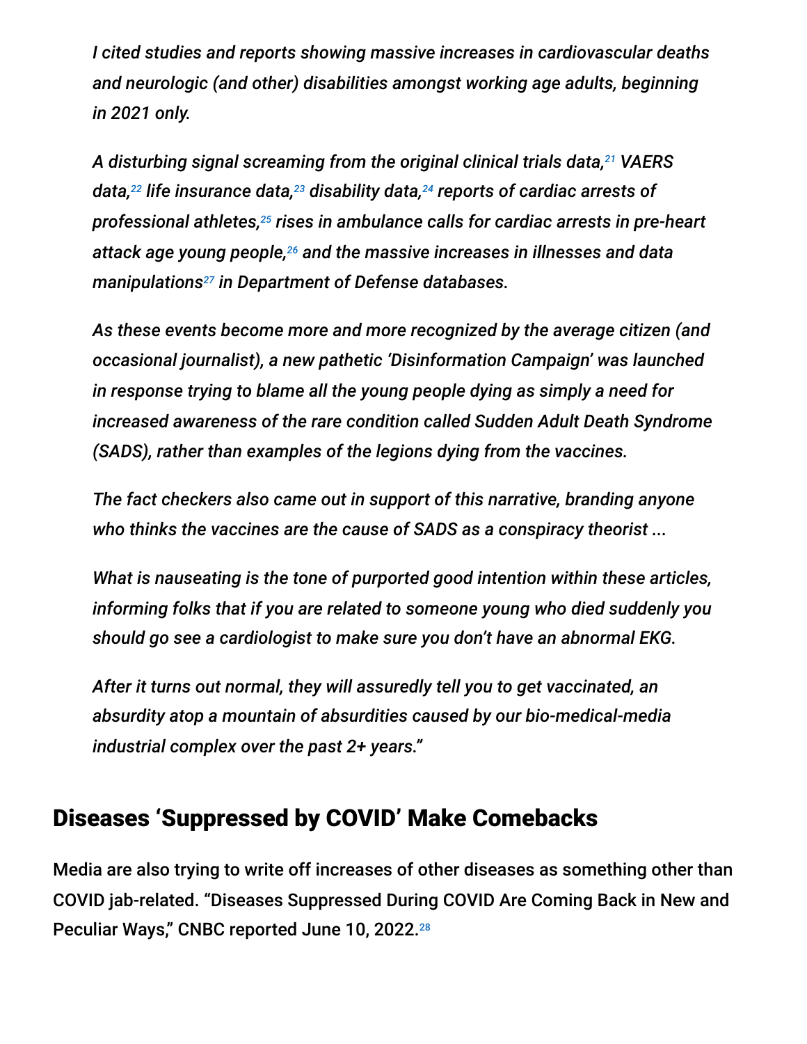*I cited studies and reports showing massive increases in cardiovascular deaths and neurologic (and other) disabilities amongst working age adults, beginning in 2021 only.*

*A disturbing signal screaming from the original clinical trials data,[21] VAERS data,[22] life insurance data,[23] disability data,[24] reports of cardiac arrests of professional athletes,[25] rises in ambulance calls for cardiac arrests in pre-heart attack age young people,[26] and the massive increases in illnesses and data manipulations[27] in Department of Defense databases.*

*As these events become more and more recognized by the average citizen (and occasional journalist), a new pathetic 'Disinformation Campaign' was launched in response trying to blame all the young people dying as simply a need for increased awareness of the rare condition called Sudden Adult Death Syndrome (SADS), rather than examples of the legions dying from the vaccines.*

*The fact checkers also came out in support of this narrative, branding anyone who thinks the vaccines are the cause of SADS as a conspiracy theorist ...*

*What is nauseating is the tone of purported good intention within these articles, informing folks that if you are related to someone young who died suddenly you should go see a cardiologist to make sure you don't have an abnormal EKG.*

*After it turns out normal, they will assuredly tell you to get vaccinated, an absurdity atop a mountain of absurdities caused by our bio-medical-media industrial complex over the past 2+ years."*

## Diseases 'Suppressed by COVID' Make Comebacks

Media are also trying to write off increases of other diseases as something other than COVID jab-related. "Diseases Suppressed During COVID Are Coming Back in New and Peculiar Ways," CNBC reported June 10, 2022.[28]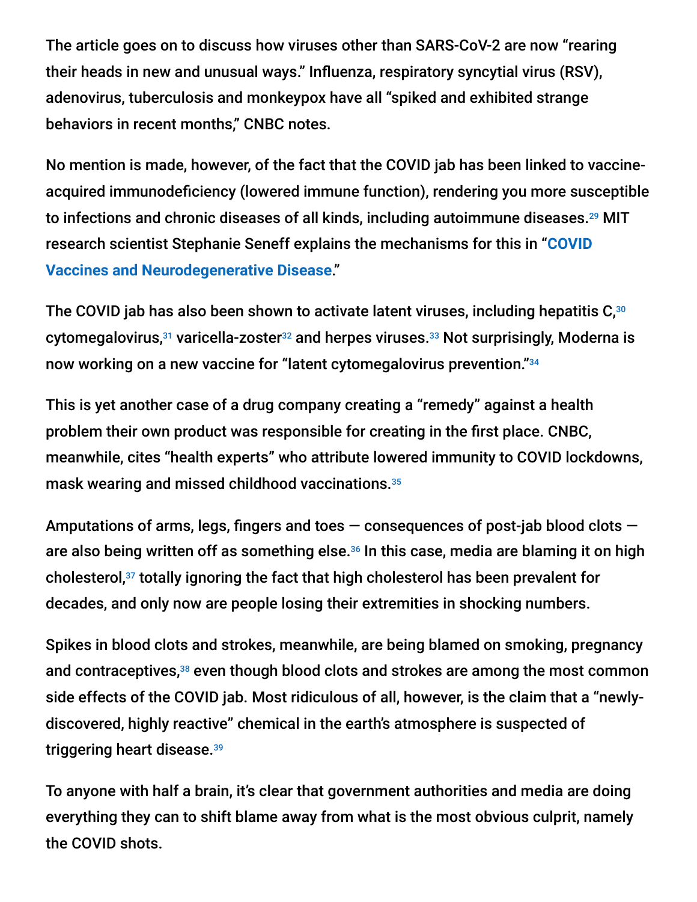The article goes on to discuss how viruses other than SARS-CoV-2 are now "rearing their heads in new and unusual ways." Influenza, respiratory syncytial virus (RSV), adenovirus, tuberculosis and monkeypox have all "spiked and exhibited strange behaviors in recent months," CNBC notes.

No mention is made, however, of the fact that the COVID jab has been linked to vaccine-acquired immunodeficiency (lowered immune function), rendering you more susceptible to infections and chronic diseases of all kinds, including autoimmune diseases.[29] MIT research scientist Stephanie Seneff explains the mechanisms for this in "**COVID Vaccines and Neurodegenerative Disease**."

The COVID jab has also been shown to activate latent viruses, including hepatitis C,[30] cytomegalovirus,[31] varicella-zoster[32] and herpes viruses.[33] Not surprisingly, Moderna is now working on a new vaccine for "latent cytomegalovirus prevention."[34]

This is yet another case of a drug company creating a "remedy" against a health problem their own product was responsible for creating in the first place. CNBC, meanwhile, cites "health experts" who attribute lowered immunity to COVID lockdowns, mask wearing and missed childhood vaccinations.[35]

Amputations of arms, legs, fingers and toes — consequences of post-jab blood clots — are also being written off as something else.[36] In this case, media are blaming it on high cholesterol,[37] totally ignoring the fact that high cholesterol has been prevalent for decades, and only now are people losing their extremities in shocking numbers.

Spikes in blood clots and strokes, meanwhile, are being blamed on smoking, pregnancy and contraceptives,[38] even though blood clots and strokes are among the most common side effects of the COVID jab. Most ridiculous of all, however, is the claim that a "newly-discovered, highly reactive" chemical in the earth's atmosphere is suspected of triggering heart disease.[39]

To anyone with half a brain, it's clear that government authorities and media are doing everything they can to shift blame away from what is the most obvious culprit, namely the COVID shots.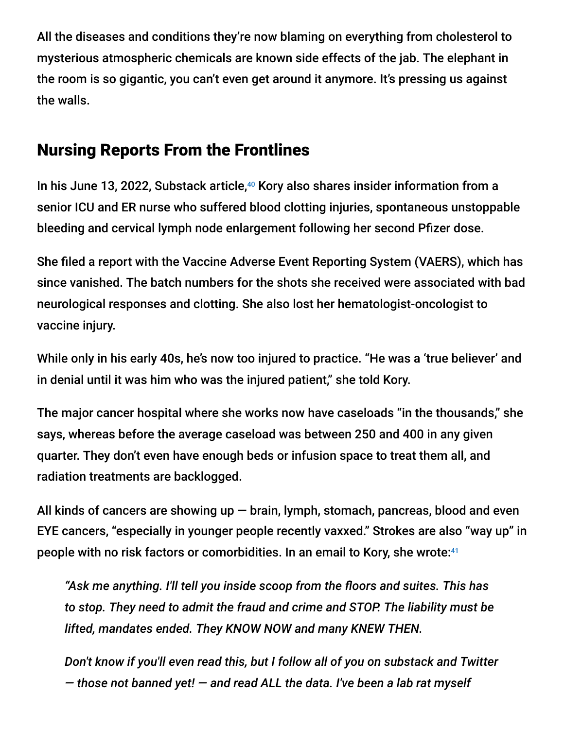All the diseases and conditions they're now blaming on everything from cholesterol to mysterious atmospheric chemicals are known side effects of the jab. The elephant in the room is so gigantic, you can't even get around it anymore. It's pressing us against the walls.

## Nursing Reports From the Frontlines

In his June 13, 2022, Substack article,[40] Kory also shares insider information from a senior ICU and ER nurse who suffered blood clotting injuries, spontaneous unstoppable bleeding and cervical lymph node enlargement following her second Pfizer dose.

She filed a report with the Vaccine Adverse Event Reporting System (VAERS), which has since vanished. The batch numbers for the shots she received were associated with bad neurological responses and clotting. She also lost her hematologist-oncologist to vaccine injury.

While only in his early 40s, he's now too injured to practice. "He was a 'true believer' and in denial until it was him who was the injured patient," she told Kory.

The major cancer hospital where she works now have caseloads "in the thousands," she says, whereas before the average caseload was between 250 and 400 in any given quarter. They don't even have enough beds or infusion space to treat them all, and radiation treatments are backlogged.

All kinds of cancers are showing up — brain, lymph, stomach, pancreas, blood and even EYE cancers, "especially in younger people recently vaxxed." Strokes are also "way up" in people with no risk factors or comorbidities. In an email to Kory, she wrote:[41]

> *"Ask me anything. I'll tell you inside scoop from the floors and suites. This has to stop. They need to admit the fraud and crime and STOP. The liability must be lifted, mandates ended. They KNOW NOW and many KNEW THEN.*
>
> *Don't know if you'll even read this, but I follow all of you on substack and Twitter — those not banned yet! — and read ALL the data. I've been a lab rat myself*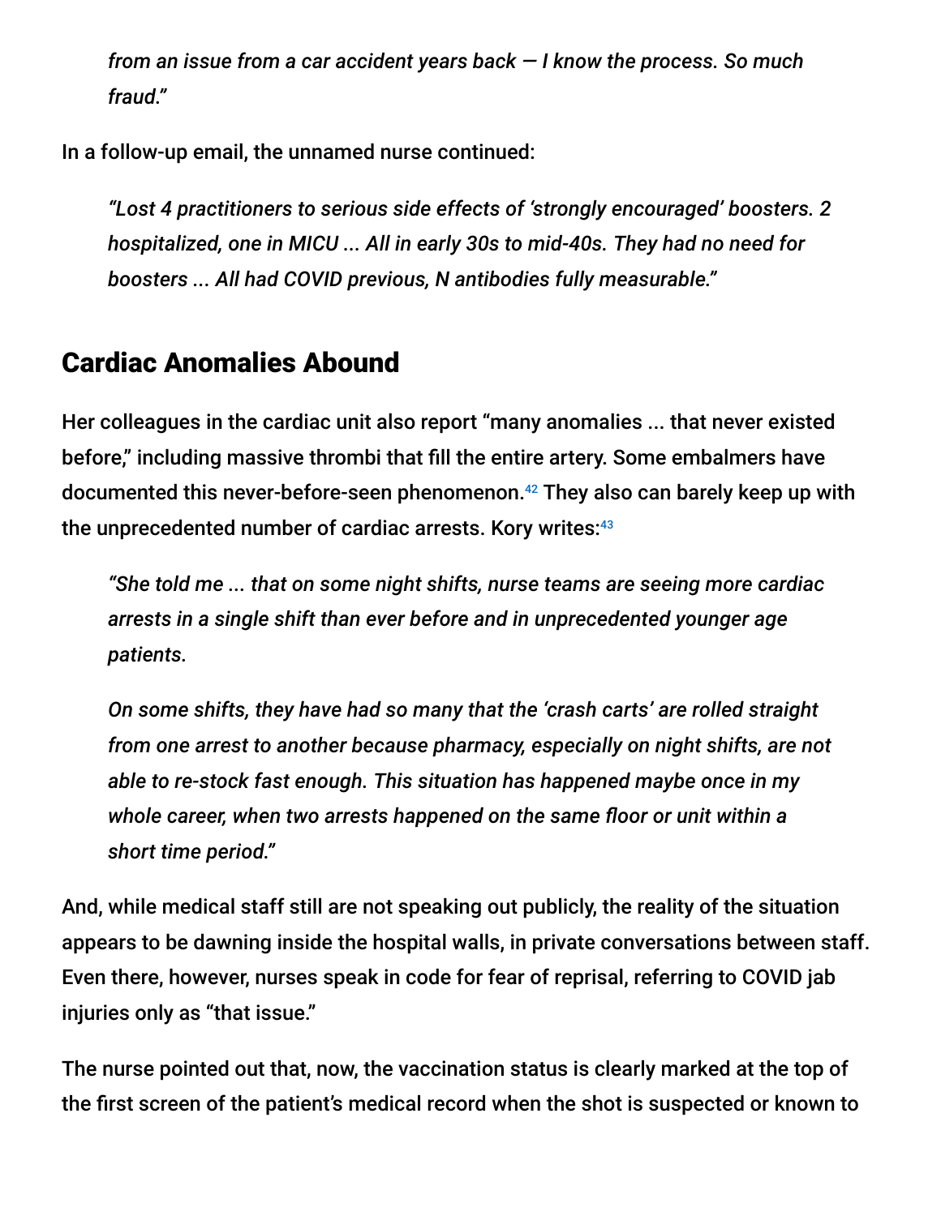*from an issue from a car accident years back — I know the process. So much fraud."*

In a follow-up email, the unnamed nurse continued:

> *"Lost 4 practitioners to serious side effects of 'strongly encouraged' boosters. 2 hospitalized, one in MICU ... All in early 30s to mid-40s. They had no need for boosters ... All had COVID previous, N antibodies fully measurable."*

## Cardiac Anomalies Abound

Her colleagues in the cardiac unit also report "many anomalies ... that never existed before," including massive thrombi that fill the entire artery. Some embalmers have documented this never-before-seen phenomenon.[42] They also can barely keep up with the unprecedented number of cardiac arrests. Kory writes:[43]

> *"She told me ... that on some night shifts, nurse teams are seeing more cardiac arrests in a single shift than ever before and in unprecedented younger age patients.*
>
> *On some shifts, they have had so many that the 'crash carts' are rolled straight from one arrest to another because pharmacy, especially on night shifts, are not able to re-stock fast enough. This situation has happened maybe once in my whole career, when two arrests happened on the same floor or unit within a short time period."*

And, while medical staff still are not speaking out publicly, the reality of the situation appears to be dawning inside the hospital walls, in private conversations between staff. Even there, however, nurses speak in code for fear of reprisal, referring to COVID jab injuries only as "that issue."

The nurse pointed out that, now, the vaccination status is clearly marked at the top of the first screen of the patient's medical record when the shot is suspected or known to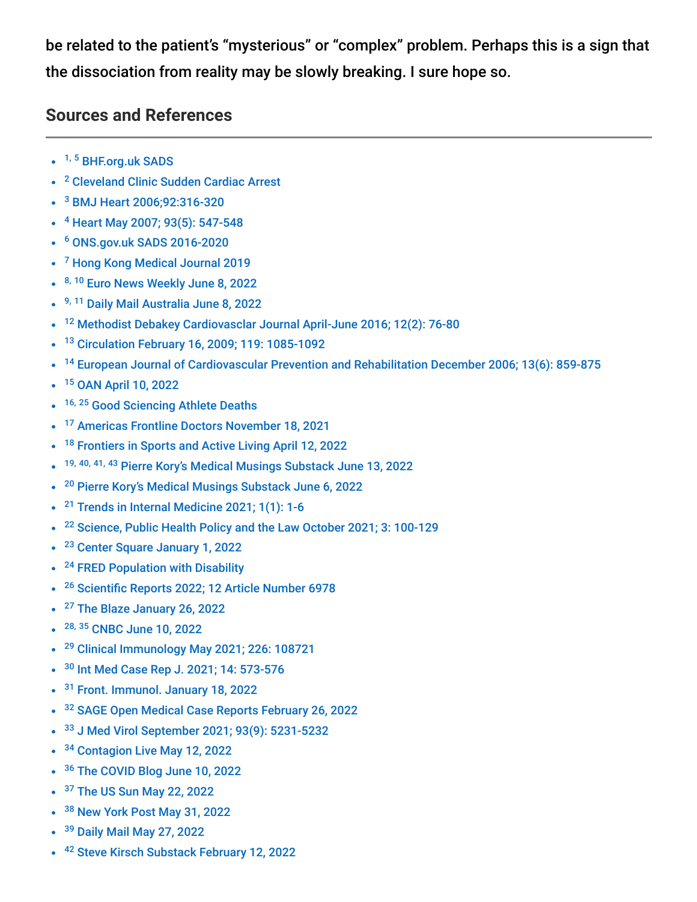be related to the patient's "mysterious" or "complex" problem. Perhaps this is a sign that the dissociation from reality may be slowly breaking. I sure hope so.

## Sources and References

- [1, 5] BHF.org.uk SADS
- [2] Cleveland Clinic Sudden Cardiac Arrest
- [3] BMJ Heart 2006;92:316-320
- [4] Heart May 2007; 93(5): 547-548
- [6] ONS.gov.uk SADS 2016-2020
- [7] Hong Kong Medical Journal 2019
- [8, 10] Euro News Weekly June 8, 2022
- [9, 11] Daily Mail Australia June 8, 2022
- [12] Methodist Debakey Cardiovasclar Journal April-June 2016; 12(2): 76-80
- [13] Circulation February 16, 2009; 119: 1085-1092
- [14] European Journal of Cardiovascular Prevention and Rehabilitation December 2006; 13(6): 859-875
- [15] OAN April 10, 2022
- [16, 25] Good Sciencing Athlete Deaths
- [17] Americas Frontline Doctors November 18, 2021
- [18] Frontiers in Sports and Active Living April 12, 2022
- [19, 40, 41, 43] Pierre Kory's Medical Musings Substack June 13, 2022
- [20] Pierre Kory's Medical Musings Substack June 6, 2022
- [21] Trends in Internal Medicine 2021; 1(1): 1-6
- [22] Science, Public Health Policy and the Law October 2021; 3: 100-129
- [23] Center Square January 1, 2022
- [24] FRED Population with Disability
- [26] Scientific Reports 2022; 12 Article Number 6978
- [27] The Blaze January 26, 2022
- [28, 35] CNBC June 10, 2022
- [29] Clinical Immunology May 2021; 226: 108721
- [30] Int Med Case Rep J. 2021; 14: 573-576
- [31] Front. Immunol. January 18, 2022
- [32] SAGE Open Medical Case Reports February 26, 2022
- [33] J Med Virol September 2021; 93(9): 5231-5232
- [34] Contagion Live May 12, 2022
- [36] The COVID Blog June 10, 2022
- [37] The US Sun May 22, 2022
- [38] New York Post May 31, 2022
- [39] Daily Mail May 27, 2022
- [42] Steve Kirsch Substack February 12, 2022